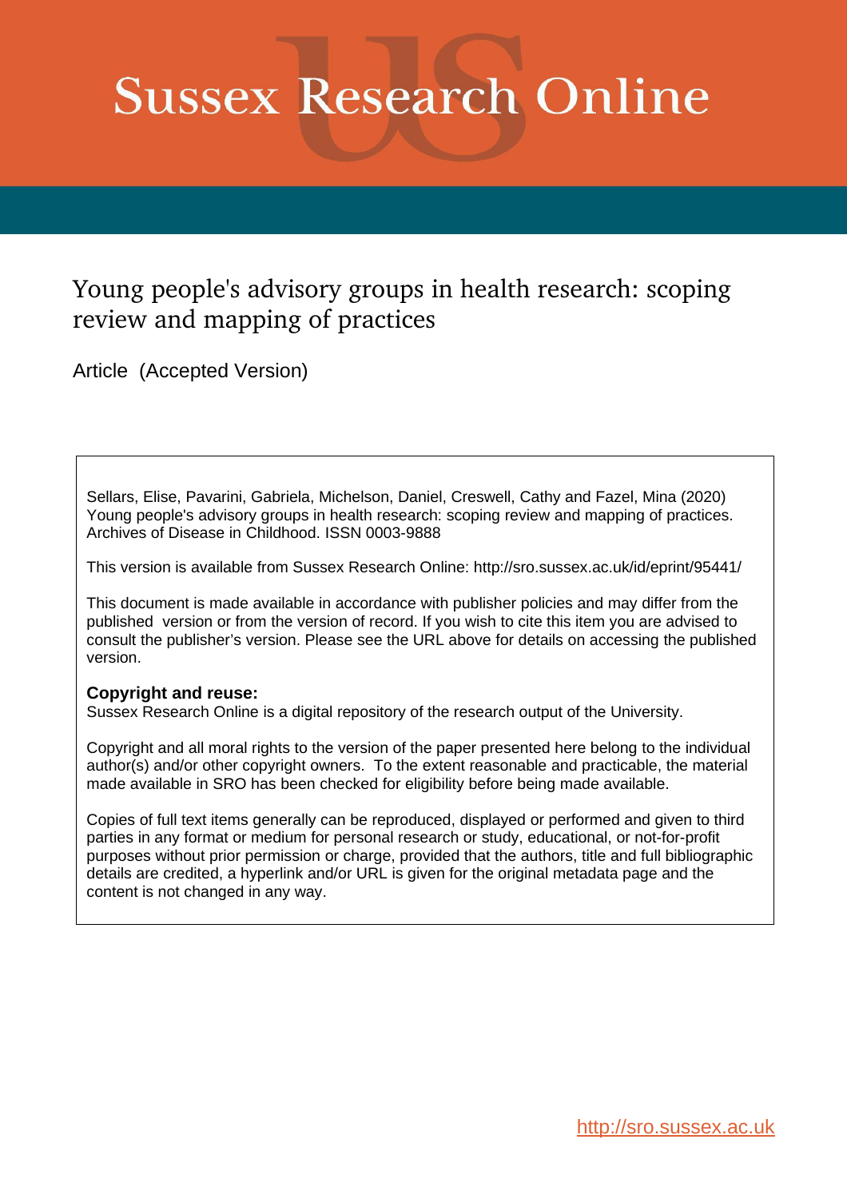# Sussex Research Online

## Young people's advisory groups in health research: scoping review and mapping of practices

Article (Accepted Version)

Sellars, Elise, Pavarini, Gabriela, Michelson, Daniel, Creswell, Cathy and Fazel, Mina (2020) Young people's advisory groups in health research: scoping review and mapping of practices. Archives of Disease in Childhood. ISSN 0003-9888

This version is available from Sussex Research Online: http://sro.sussex.ac.uk/id/eprint/95441/

This document is made available in accordance with publisher policies and may differ from the published version or from the version of record. If you wish to cite this item you are advised to consult the publisher's version. Please see the URL above for details on accessing the published version.

**Copyright and reuse:**
Sussex Research Online is a digital repository of the research output of the University.

Copyright and all moral rights to the version of the paper presented here belong to the individual author(s) and/or other copyright owners. To the extent reasonable and practicable, the material made available in SRO has been checked for eligibility before being made available.

Copies of full text items generally can be reproduced, displayed or performed and given to third parties in any format or medium for personal research or study, educational, or not-for-profit purposes without prior permission or charge, provided that the authors, title and full bibliographic details are credited, a hyperlink and/or URL is given for the original metadata page and the content is not changed in any way.

http://sro.sussex.ac.uk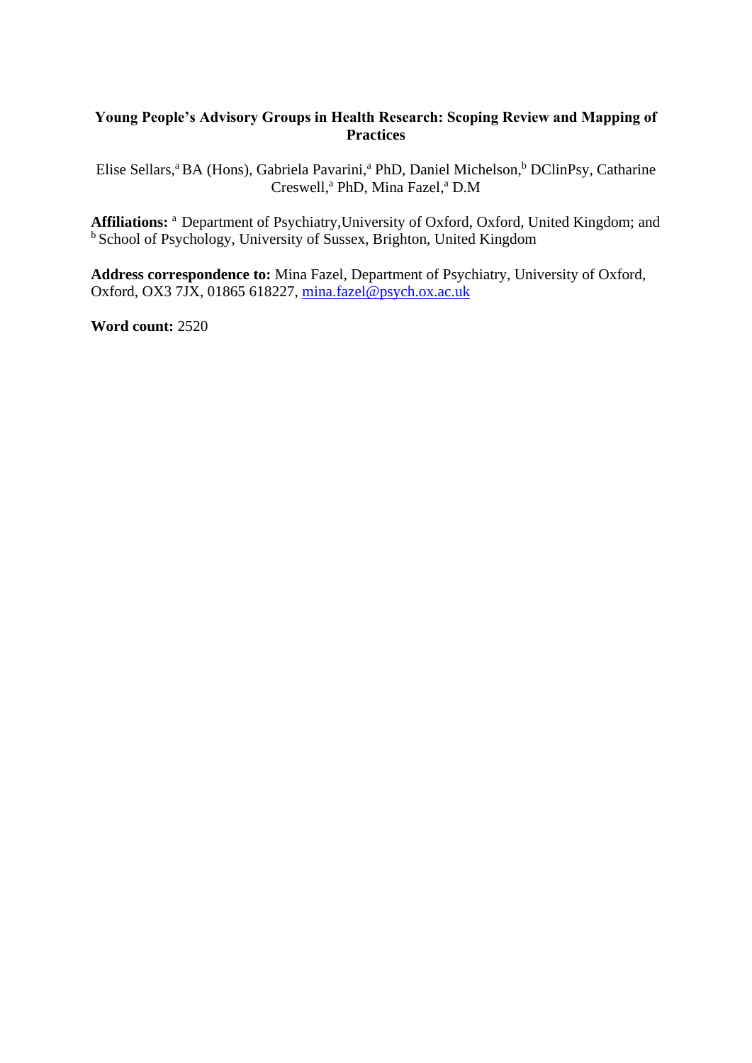**Young People's Advisory Groups in Health Research: Scoping Review and Mapping of Practices**

Elise Sellars,[a] BA (Hons), Gabriela Pavarini,[a] PhD, Daniel Michelson,[b] DClinPsy, Catharine Creswell,[a] PhD, Mina Fazel,[a] D.M

**Affiliations:** [a] Department of Psychiatry,University of Oxford, Oxford, United Kingdom; and [b] School of Psychology, University of Sussex, Brighton, United Kingdom

**Address correspondence to:** Mina Fazel, Department of Psychiatry, University of Oxford, Oxford, OX3 7JX, 01865 618227, mina.fazel@psych.ox.ac.uk

**Word count:** 2520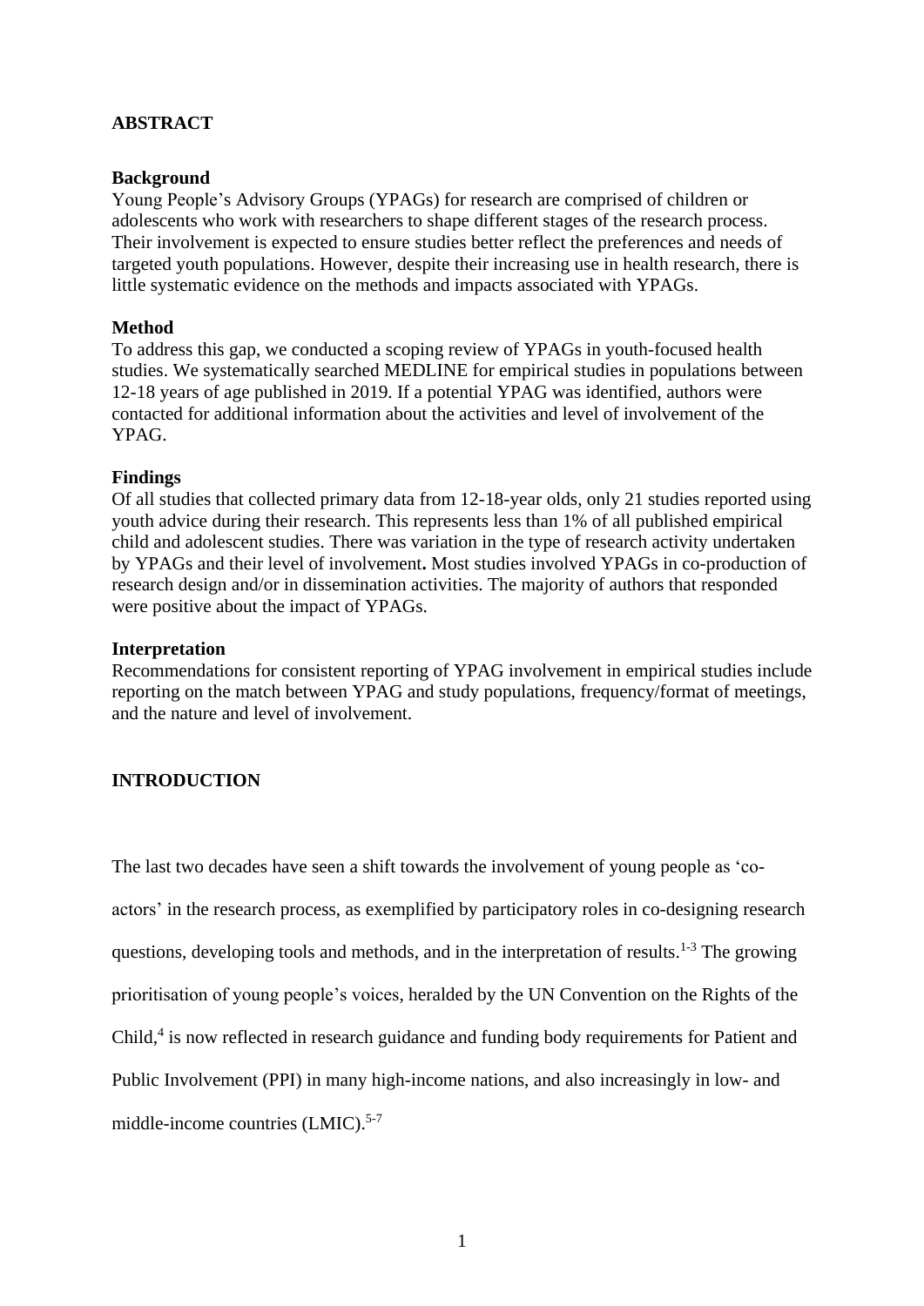## ABSTRACT

### Background

Young People's Advisory Groups (YPAGs) for research are comprised of children or adolescents who work with researchers to shape different stages of the research process. Their involvement is expected to ensure studies better reflect the preferences and needs of targeted youth populations. However, despite their increasing use in health research, there is little systematic evidence on the methods and impacts associated with YPAGs.

### Method

To address this gap, we conducted a scoping review of YPAGs in youth-focused health studies. We systematically searched MEDLINE for empirical studies in populations between 12-18 years of age published in 2019. If a potential YPAG was identified, authors were contacted for additional information about the activities and level of involvement of the YPAG.

### Findings

Of all studies that collected primary data from 12-18-year olds, only 21 studies reported using youth advice during their research. This represents less than 1% of all published empirical child and adolescent studies. There was variation in the type of research activity undertaken by YPAGs and their level of involvement**.** Most studies involved YPAGs in co-production of research design and/or in dissemination activities. The majority of authors that responded were positive about the impact of YPAGs.

### Interpretation

Recommendations for consistent reporting of YPAG involvement in empirical studies include reporting on the match between YPAG and study populations, frequency/format of meetings, and the nature and level of involvement.

## INTRODUCTION

The last two decades have seen a shift towards the involvement of young people as 'co-actors' in the research process, as exemplified by participatory roles in co-designing research questions, developing tools and methods, and in the interpretation of results.[1-3] The growing prioritisation of young people's voices, heralded by the UN Convention on the Rights of the Child,[4] is now reflected in research guidance and funding body requirements for Patient and Public Involvement (PPI) in many high-income nations, and also increasingly in low- and middle-income countries (LMIC).[5-7]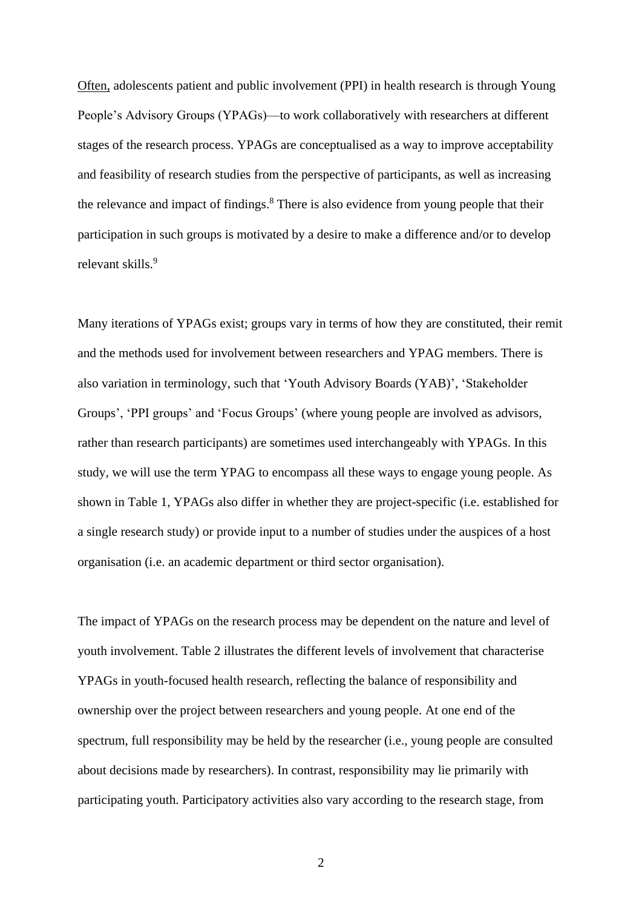Often, adolescents patient and public involvement (PPI) in health research is through Young People's Advisory Groups (YPAGs)—to work collaboratively with researchers at different stages of the research process. YPAGs are conceptualised as a way to improve acceptability and feasibility of research studies from the perspective of participants, as well as increasing the relevance and impact of findings.[8] There is also evidence from young people that their participation in such groups is motivated by a desire to make a difference and/or to develop relevant skills.[9]

Many iterations of YPAGs exist; groups vary in terms of how they are constituted, their remit and the methods used for involvement between researchers and YPAG members. There is also variation in terminology, such that 'Youth Advisory Boards (YAB)', 'Stakeholder Groups', 'PPI groups' and 'Focus Groups' (where young people are involved as advisors, rather than research participants) are sometimes used interchangeably with YPAGs. In this study, we will use the term YPAG to encompass all these ways to engage young people. As shown in Table 1, YPAGs also differ in whether they are project-specific (i.e. established for a single research study) or provide input to a number of studies under the auspices of a host organisation (i.e. an academic department or third sector organisation).

The impact of YPAGs on the research process may be dependent on the nature and level of youth involvement. Table 2 illustrates the different levels of involvement that characterise YPAGs in youth-focused health research, reflecting the balance of responsibility and ownership over the project between researchers and young people. At one end of the spectrum, full responsibility may be held by the researcher (i.e., young people are consulted about decisions made by researchers). In contrast, responsibility may lie primarily with participating youth. Participatory activities also vary according to the research stage, from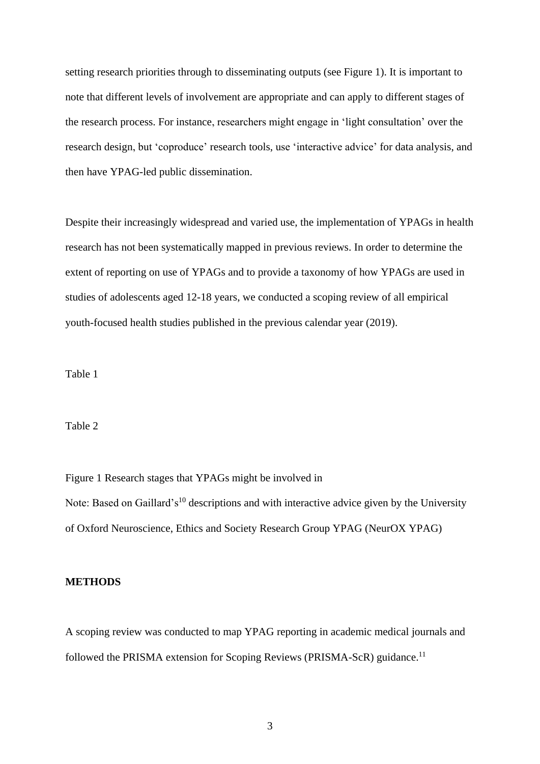setting research priorities through to disseminating outputs (see Figure 1). It is important to note that different levels of involvement are appropriate and can apply to different stages of the research process. For instance, researchers might engage in 'light consultation' over the research design, but 'coproduce' research tools, use 'interactive advice' for data analysis, and then have YPAG-led public dissemination.

Despite their increasingly widespread and varied use, the implementation of YPAGs in health research has not been systematically mapped in previous reviews. In order to determine the extent of reporting on use of YPAGs and to provide a taxonomy of how YPAGs are used in studies of adolescents aged 12-18 years, we conducted a scoping review of all empirical youth-focused health studies published in the previous calendar year (2019).

Table 1

Table 2

Figure 1 Research stages that YPAGs might be involved in

Note: Based on Gaillard's[10] descriptions and with interactive advice given by the University of Oxford Neuroscience, Ethics and Society Research Group YPAG (NeurOX YPAG)

## METHODS

A scoping review was conducted to map YPAG reporting in academic medical journals and followed the PRISMA extension for Scoping Reviews (PRISMA-ScR) guidance.[11]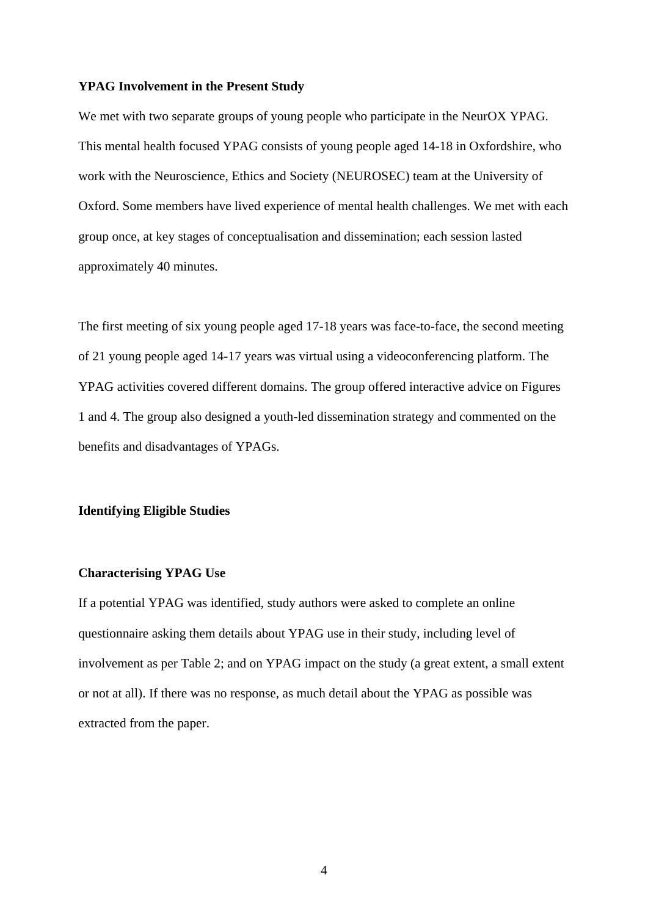### YPAG Involvement in the Present Study

We met with two separate groups of young people who participate in the NeurOX YPAG. This mental health focused YPAG consists of young people aged 14-18 in Oxfordshire, who work with the Neuroscience, Ethics and Society (NEUROSEC) team at the University of Oxford. Some members have lived experience of mental health challenges. We met with each group once, at key stages of conceptualisation and dissemination; each session lasted approximately 40 minutes.

The first meeting of six young people aged 17-18 years was face-to-face, the second meeting of 21 young people aged 14-17 years was virtual using a videoconferencing platform. The YPAG activities covered different domains. The group offered interactive advice on Figures 1 and 4. The group also designed a youth-led dissemination strategy and commented on the benefits and disadvantages of YPAGs.

### Identifying Eligible Studies

### Characterising YPAG Use

If a potential YPAG was identified, study authors were asked to complete an online questionnaire asking them details about YPAG use in their study, including level of involvement as per Table 2; and on YPAG impact on the study (a great extent, a small extent or not at all). If there was no response, as much detail about the YPAG as possible was extracted from the paper.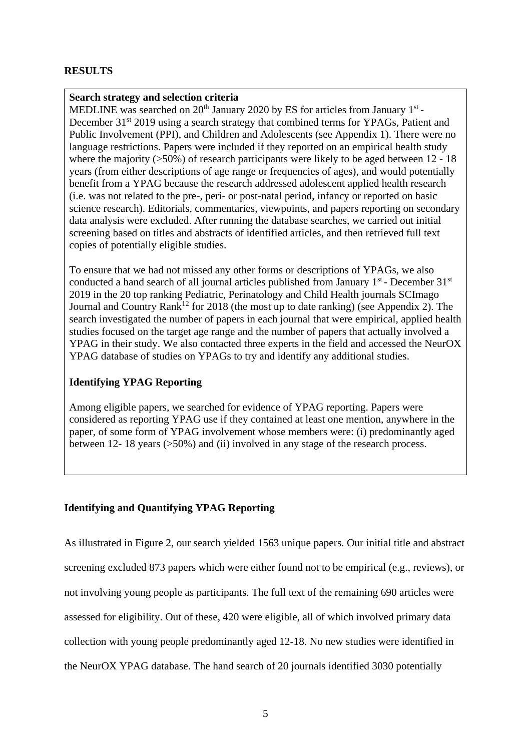## RESULTS

**Search strategy and selection criteria**

MEDLINE was searched on 20th January 2020 by ES for articles from January 1st - December 31st 2019 using a search strategy that combined terms for YPAGs, Patient and Public Involvement (PPI), and Children and Adolescents (see Appendix 1). There were no language restrictions. Papers were included if they reported on an empirical health study where the majority (>50%) of research participants were likely to be aged between 12 - 18 years (from either descriptions of age range or frequencies of ages), and would potentially benefit from a YPAG because the research addressed adolescent applied health research (i.e. was not related to the pre-, peri- or post-natal period, infancy or reported on basic science research). Editorials, commentaries, viewpoints, and papers reporting on secondary data analysis were excluded. After running the database searches, we carried out initial screening based on titles and abstracts of identified articles, and then retrieved full text copies of potentially eligible studies.

To ensure that we had not missed any other forms or descriptions of YPAGs, we also conducted a hand search of all journal articles published from January 1st - December 31st 2019 in the 20 top ranking Pediatric, Perinatology and Child Health journals SCImago Journal and Country Rank[12] for 2018 (the most up to date ranking) (see Appendix 2). The search investigated the number of papers in each journal that were empirical, applied health studies focused on the target age range and the number of papers that actually involved a YPAG in their study. We also contacted three experts in the field and accessed the NeurOX YPAG database of studies on YPAGs to try and identify any additional studies.

**Identifying YPAG Reporting**

Among eligible papers, we searched for evidence of YPAG reporting. Papers were considered as reporting YPAG use if they contained at least one mention, anywhere in the paper, of some form of YPAG involvement whose members were: (i) predominantly aged between 12- 18 years (>50%) and (ii) involved in any stage of the research process.

### Identifying and Quantifying YPAG Reporting

As illustrated in Figure 2, our search yielded 1563 unique papers. Our initial title and abstract screening excluded 873 papers which were either found not to be empirical (e.g., reviews), or not involving young people as participants. The full text of the remaining 690 articles were assessed for eligibility. Out of these, 420 were eligible, all of which involved primary data collection with young people predominantly aged 12-18. No new studies were identified in the NeurOX YPAG database. The hand search of 20 journals identified 3030 potentially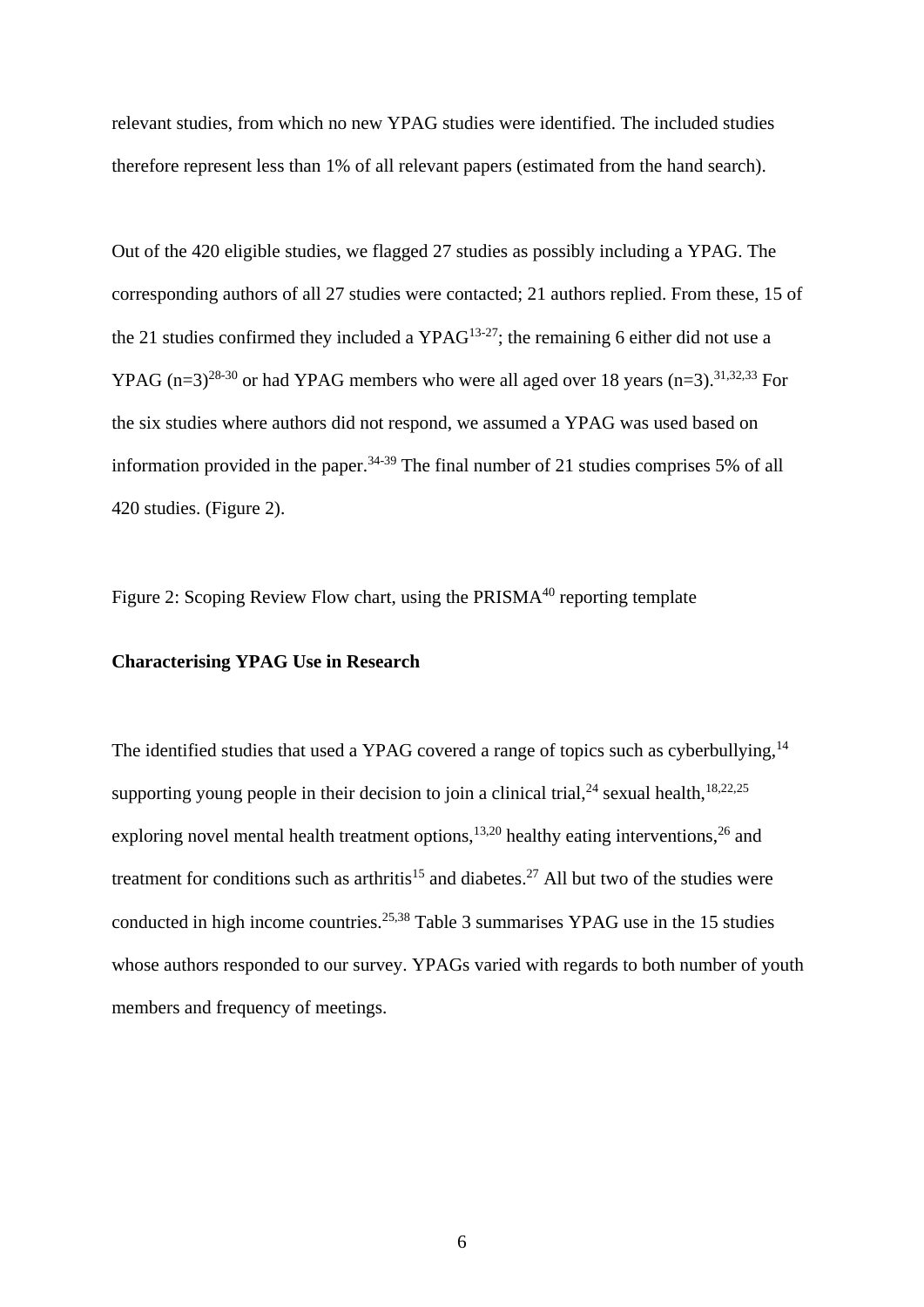relevant studies, from which no new YPAG studies were identified. The included studies therefore represent less than 1% of all relevant papers (estimated from the hand search).

Out of the 420 eligible studies, we flagged 27 studies as possibly including a YPAG. The corresponding authors of all 27 studies were contacted; 21 authors replied. From these, 15 of the 21 studies confirmed they included a YPAG[13-27]; the remaining 6 either did not use a YPAG (n=3)[28-30] or had YPAG members who were all aged over 18 years (n=3).[31,32,33] For the six studies where authors did not respond, we assumed a YPAG was used based on information provided in the paper.[34-39] The final number of 21 studies comprises 5% of all 420 studies. (Figure 2).

Figure 2: Scoping Review Flow chart, using the PRISMA[40] reporting template

**Characterising YPAG Use in Research**

The identified studies that used a YPAG covered a range of topics such as cyberbullying,[14] supporting young people in their decision to join a clinical trial,[24] sexual health,[18,22,25] exploring novel mental health treatment options,[13,20] healthy eating interventions,[26] and treatment for conditions such as arthritis[15] and diabetes.[27] All but two of the studies were conducted in high income countries.[25,38] Table 3 summarises YPAG use in the 15 studies whose authors responded to our survey. YPAGs varied with regards to both number of youth members and frequency of meetings.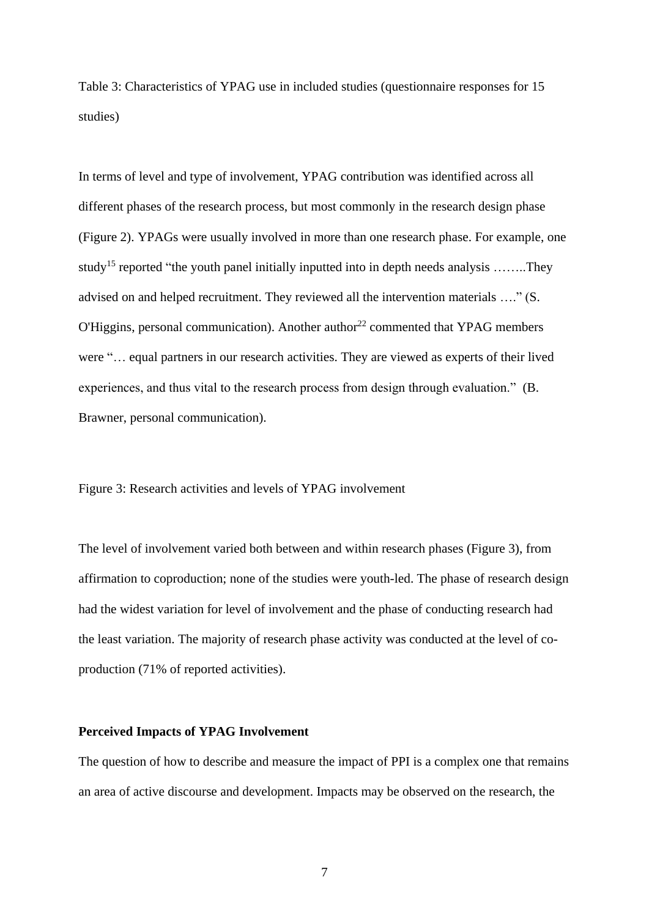Table 3: Characteristics of YPAG use in included studies (questionnaire responses for 15 studies)

In terms of level and type of involvement, YPAG contribution was identified across all different phases of the research process, but most commonly in the research design phase (Figure 2). YPAGs were usually involved in more than one research phase. For example, one study[15] reported "the youth panel initially inputted into in depth needs analysis ……..They advised on and helped recruitment. They reviewed all the intervention materials …." (S. O'Higgins, personal communication). Another author[22] commented that YPAG members were "… equal partners in our research activities. They are viewed as experts of their lived experiences, and thus vital to the research process from design through evaluation." (B. Brawner, personal communication).

Figure 3: Research activities and levels of YPAG involvement

The level of involvement varied both between and within research phases (Figure 3), from affirmation to coproduction; none of the studies were youth-led. The phase of research design had the widest variation for level of involvement and the phase of conducting research had the least variation. The majority of research phase activity was conducted at the level of co-production (71% of reported activities).

**Perceived Impacts of YPAG Involvement**

The question of how to describe and measure the impact of PPI is a complex one that remains an area of active discourse and development. Impacts may be observed on the research, the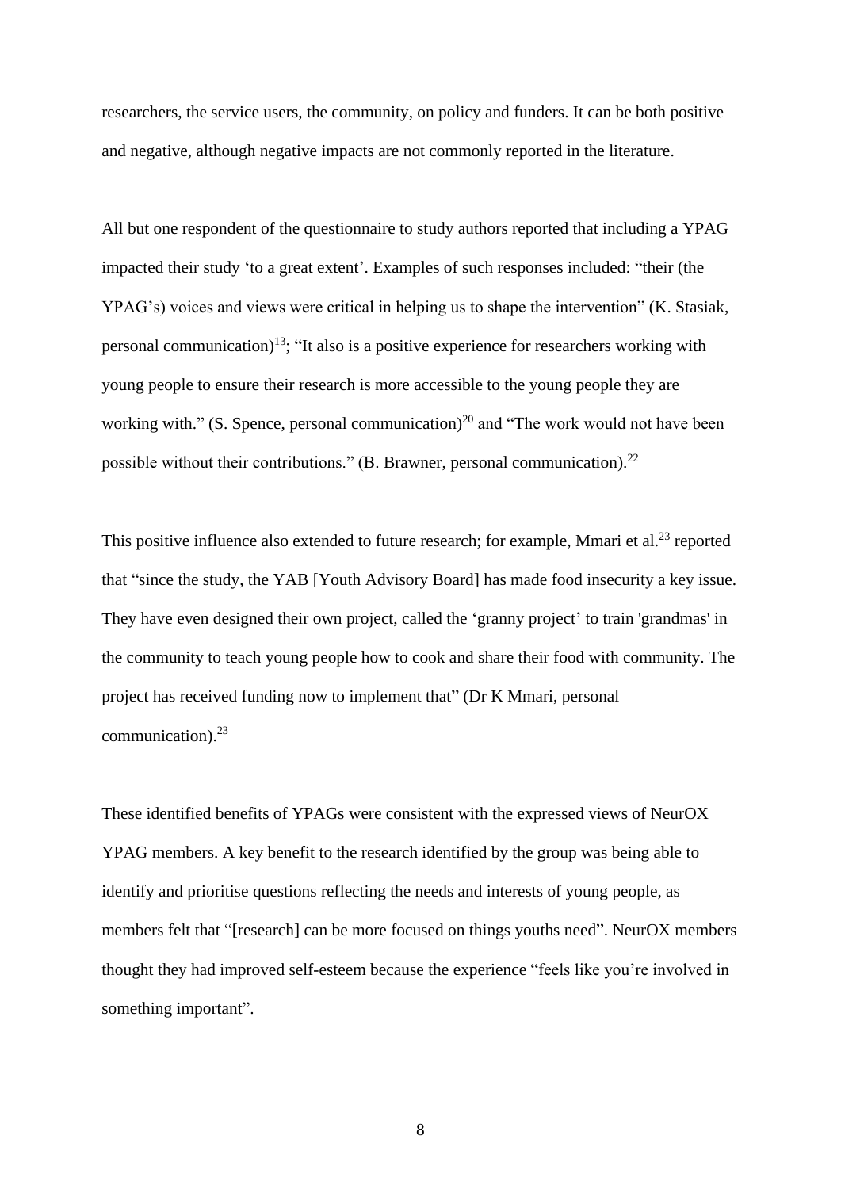researchers, the service users, the community, on policy and funders. It can be both positive and negative, although negative impacts are not commonly reported in the literature.

All but one respondent of the questionnaire to study authors reported that including a YPAG impacted their study 'to a great extent'. Examples of such responses included: "their (the YPAG's) voices and views were critical in helping us to shape the intervention" (K. Stasiak, personal communication)[13]; "It also is a positive experience for researchers working with young people to ensure their research is more accessible to the young people they are working with." (S. Spence, personal communication)[20] and "The work would not have been possible without their contributions." (B. Brawner, personal communication).[22]

This positive influence also extended to future research; for example, Mmari et al.[23] reported that "since the study, the YAB [Youth Advisory Board] has made food insecurity a key issue. They have even designed their own project, called the 'granny project' to train 'grandmas' in the community to teach young people how to cook and share their food with community. The project has received funding now to implement that" (Dr K Mmari, personal communication).[23]

These identified benefits of YPAGs were consistent with the expressed views of NeurOX YPAG members. A key benefit to the research identified by the group was being able to identify and prioritise questions reflecting the needs and interests of young people, as members felt that "[research] can be more focused on things youths need". NeurOX members thought they had improved self-esteem because the experience "feels like you're involved in something important".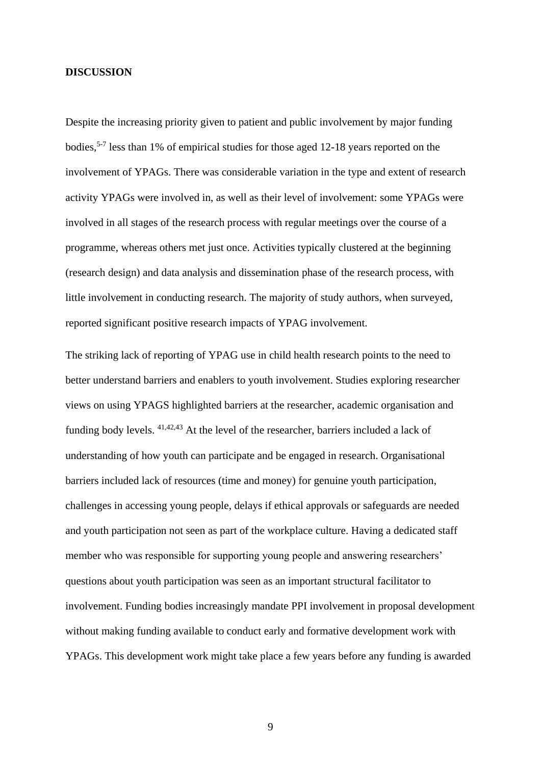## DISCUSSION

Despite the increasing priority given to patient and public involvement by major funding bodies,[5-7] less than 1% of empirical studies for those aged 12-18 years reported on the involvement of YPAGs. There was considerable variation in the type and extent of research activity YPAGs were involved in, as well as their level of involvement: some YPAGs were involved in all stages of the research process with regular meetings over the course of a programme, whereas others met just once. Activities typically clustered at the beginning (research design) and data analysis and dissemination phase of the research process, with little involvement in conducting research. The majority of study authors, when surveyed, reported significant positive research impacts of YPAG involvement.

The striking lack of reporting of YPAG use in child health research points to the need to better understand barriers and enablers to youth involvement. Studies exploring researcher views on using YPAGS highlighted barriers at the researcher, academic organisation and funding body levels. [41,42,43] At the level of the researcher, barriers included a lack of understanding of how youth can participate and be engaged in research. Organisational barriers included lack of resources (time and money) for genuine youth participation, challenges in accessing young people, delays if ethical approvals or safeguards are needed and youth participation not seen as part of the workplace culture. Having a dedicated staff member who was responsible for supporting young people and answering researchers' questions about youth participation was seen as an important structural facilitator to involvement. Funding bodies increasingly mandate PPI involvement in proposal development without making funding available to conduct early and formative development work with YPAGs. This development work might take place a few years before any funding is awarded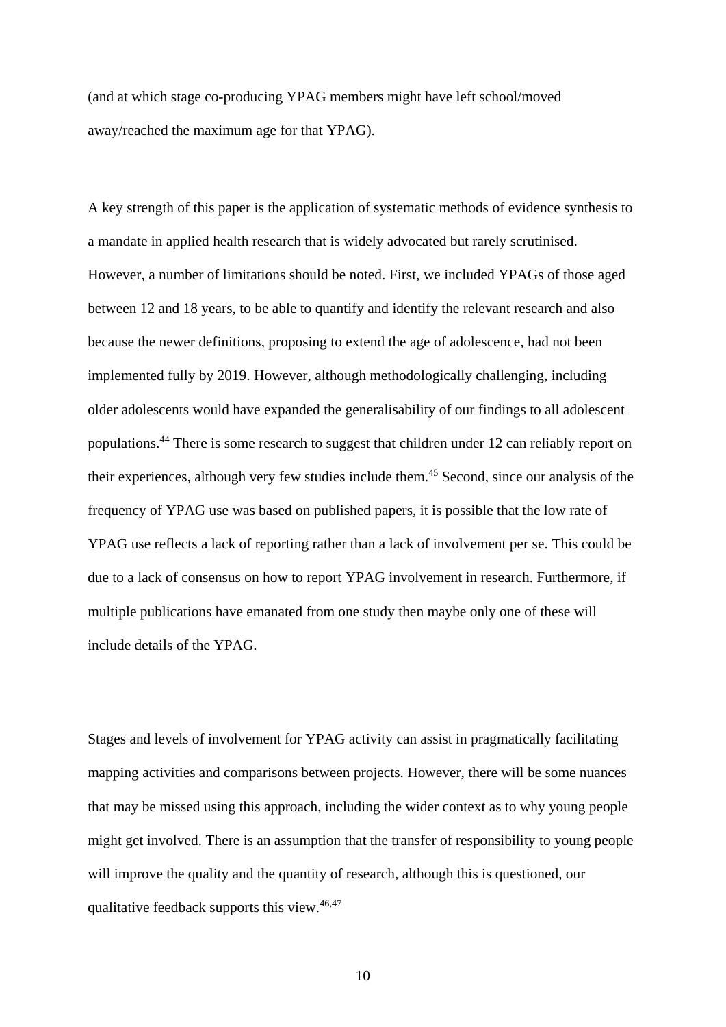(and at which stage co-producing YPAG members might have left school/moved away/reached the maximum age for that YPAG).

A key strength of this paper is the application of systematic methods of evidence synthesis to a mandate in applied health research that is widely advocated but rarely scrutinised. However, a number of limitations should be noted. First, we included YPAGs of those aged between 12 and 18 years, to be able to quantify and identify the relevant research and also because the newer definitions, proposing to extend the age of adolescence, had not been implemented fully by 2019. However, although methodologically challenging, including older adolescents would have expanded the generalisability of our findings to all adolescent populations.[44] There is some research to suggest that children under 12 can reliably report on their experiences, although very few studies include them.[45] Second, since our analysis of the frequency of YPAG use was based on published papers, it is possible that the low rate of YPAG use reflects a lack of reporting rather than a lack of involvement per se. This could be due to a lack of consensus on how to report YPAG involvement in research. Furthermore, if multiple publications have emanated from one study then maybe only one of these will include details of the YPAG.

Stages and levels of involvement for YPAG activity can assist in pragmatically facilitating mapping activities and comparisons between projects. However, there will be some nuances that may be missed using this approach, including the wider context as to why young people might get involved. There is an assumption that the transfer of responsibility to young people will improve the quality and the quantity of research, although this is questioned, our qualitative feedback supports this view.[46,47]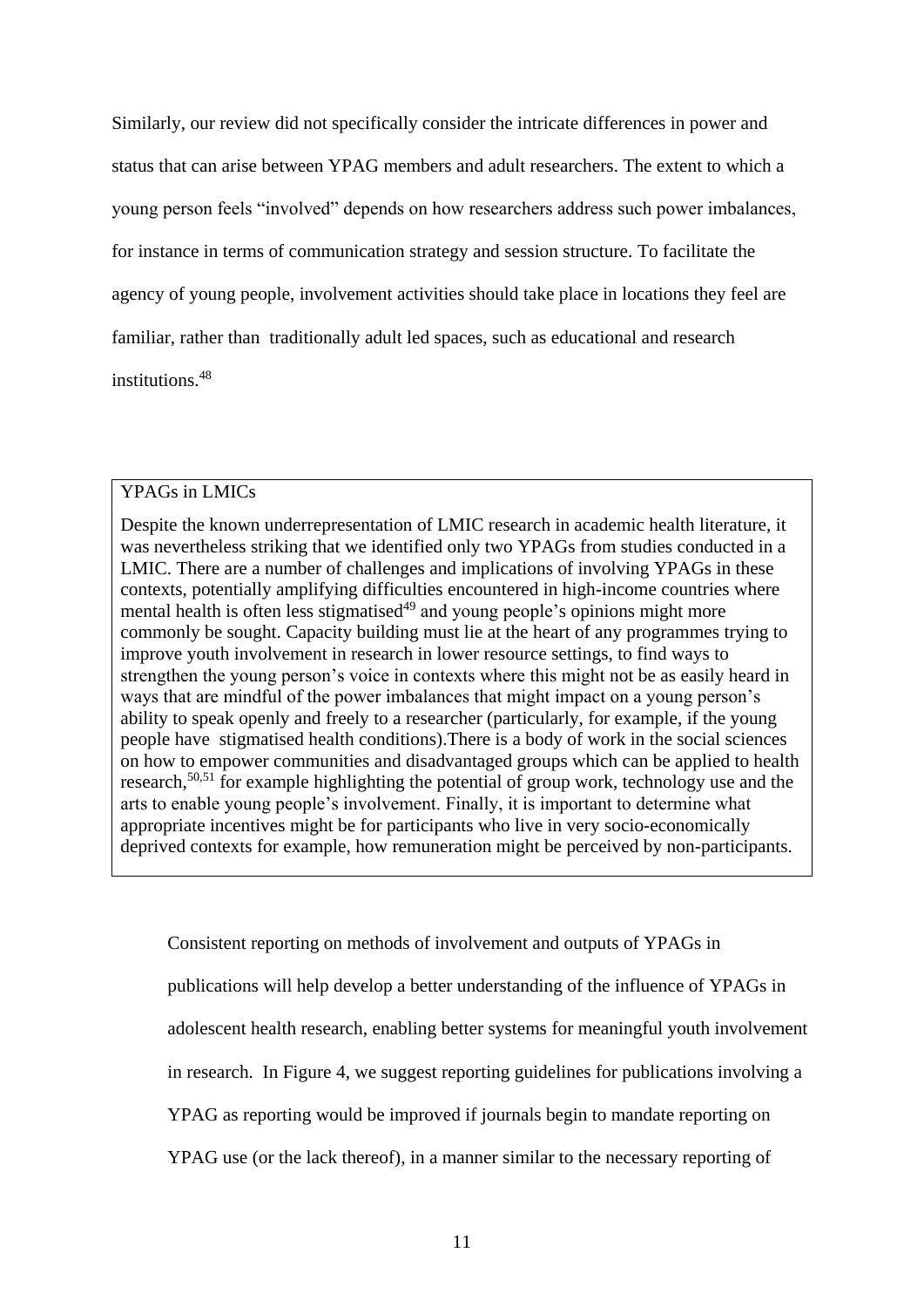Similarly, our review did not specifically consider the intricate differences in power and status that can arise between YPAG members and adult researchers. The extent to which a young person feels "involved" depends on how researchers address such power imbalances, for instance in terms of communication strategy and session structure. To facilitate the agency of young people, involvement activities should take place in locations they feel are familiar, rather than traditionally adult led spaces, such as educational and research institutions.[48]

> YPAGs in LMICs
>
> Despite the known underrepresentation of LMIC research in academic health literature, it was nevertheless striking that we identified only two YPAGs from studies conducted in a LMIC. There are a number of challenges and implications of involving YPAGs in these contexts, potentially amplifying difficulties encountered in high-income countries where mental health is often less stigmatised[49] and young people's opinions might more commonly be sought. Capacity building must lie at the heart of any programmes trying to improve youth involvement in research in lower resource settings, to find ways to strengthen the young person's voice in contexts where this might not be as easily heard in ways that are mindful of the power imbalances that might impact on a young person's ability to speak openly and freely to a researcher (particularly, for example, if the young people have stigmatised health conditions).There is a body of work in the social sciences on how to empower communities and disadvantaged groups which can be applied to health research,[50,51] for example highlighting the potential of group work, technology use and the arts to enable young people's involvement. Finally, it is important to determine what appropriate incentives might be for participants who live in very socio-economically deprived contexts for example, how remuneration might be perceived by non-participants.

Consistent reporting on methods of involvement and outputs of YPAGs in publications will help develop a better understanding of the influence of YPAGs in adolescent health research, enabling better systems for meaningful youth involvement in research. In Figure 4, we suggest reporting guidelines for publications involving a YPAG as reporting would be improved if journals begin to mandate reporting on YPAG use (or the lack thereof), in a manner similar to the necessary reporting of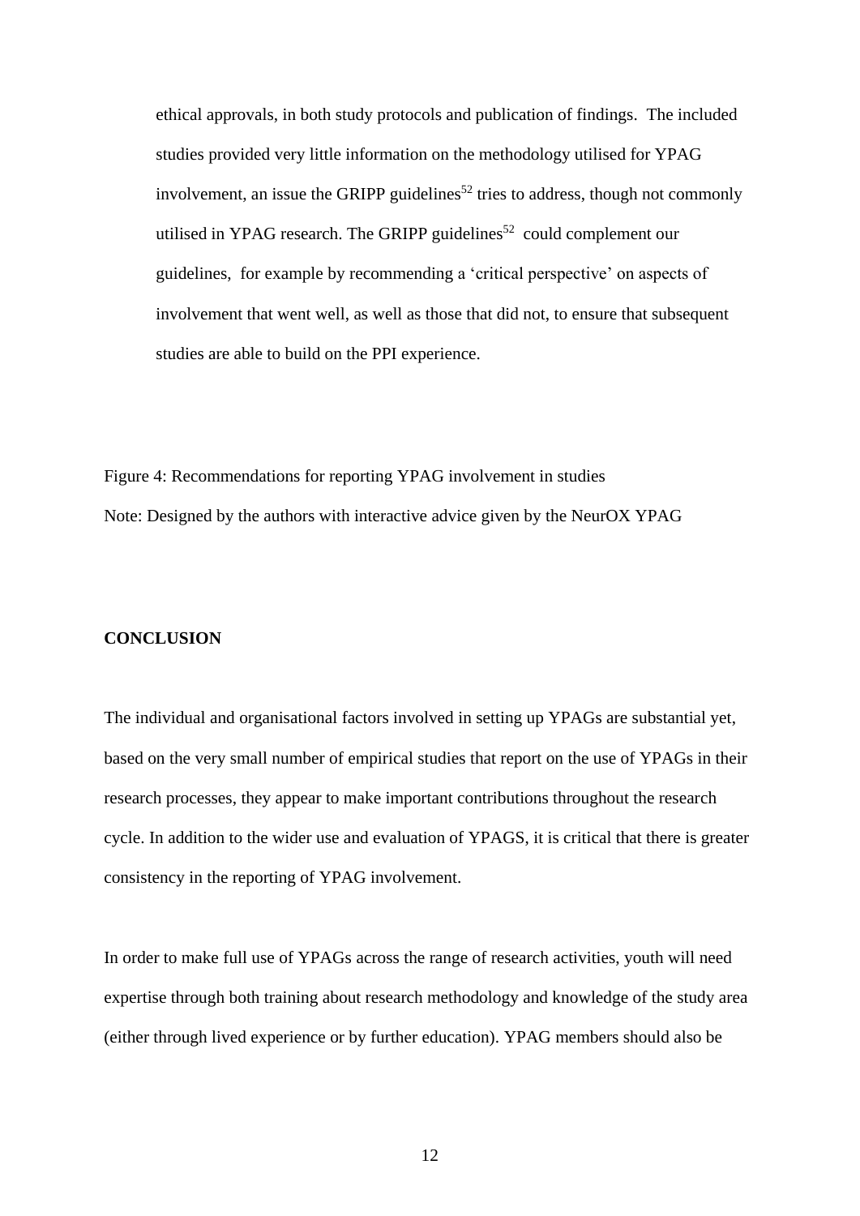ethical approvals, in both study protocols and publication of findings. The included studies provided very little information on the methodology utilised for YPAG involvement, an issue the GRIPP guidelines[52] tries to address, though not commonly utilised in YPAG research. The GRIPP guidelines[52] could complement our guidelines, for example by recommending a 'critical perspective' on aspects of involvement that went well, as well as those that did not, to ensure that subsequent studies are able to build on the PPI experience.

Figure 4: Recommendations for reporting YPAG involvement in studies

Note: Designed by the authors with interactive advice given by the NeurOX YPAG

## CONCLUSION

The individual and organisational factors involved in setting up YPAGs are substantial yet, based on the very small number of empirical studies that report on the use of YPAGs in their research processes, they appear to make important contributions throughout the research cycle. In addition to the wider use and evaluation of YPAGS, it is critical that there is greater consistency in the reporting of YPAG involvement.

In order to make full use of YPAGs across the range of research activities, youth will need expertise through both training about research methodology and knowledge of the study area (either through lived experience or by further education). YPAG members should also be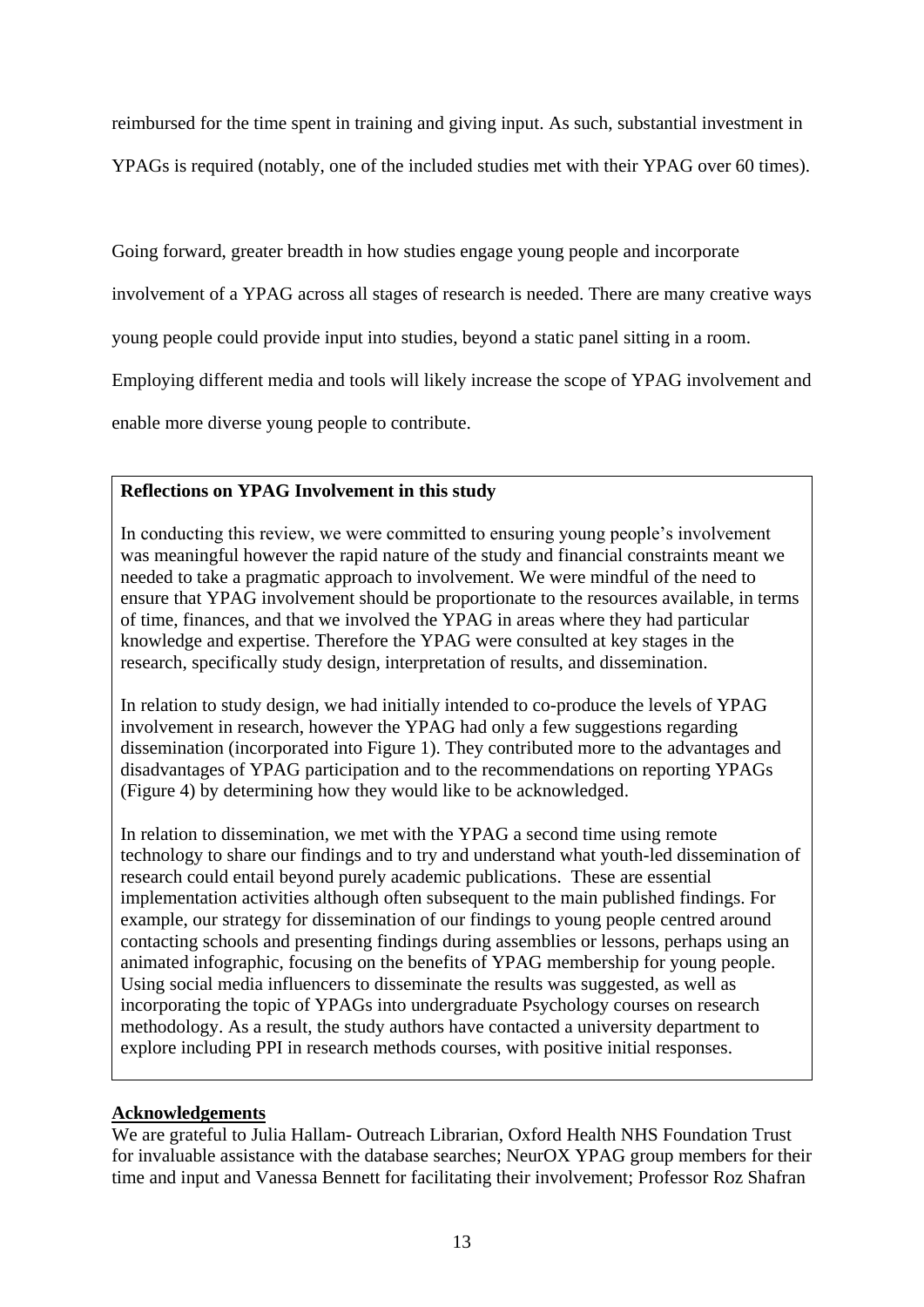reimbursed for the time spent in training and giving input. As such, substantial investment in YPAGs is required (notably, one of the included studies met with their YPAG over 60 times).

Going forward, greater breadth in how studies engage young people and incorporate involvement of a YPAG across all stages of research is needed. There are many creative ways young people could provide input into studies, beyond a static panel sitting in a room. Employing different media and tools will likely increase the scope of YPAG involvement and enable more diverse young people to contribute.

**Reflections on YPAG Involvement in this study**

In conducting this review, we were committed to ensuring young people's involvement was meaningful however the rapid nature of the study and financial constraints meant we needed to take a pragmatic approach to involvement. We were mindful of the need to ensure that YPAG involvement should be proportionate to the resources available, in terms of time, finances, and that we involved the YPAG in areas where they had particular knowledge and expertise. Therefore the YPAG were consulted at key stages in the research, specifically study design, interpretation of results, and dissemination.

In relation to study design, we had initially intended to co-produce the levels of YPAG involvement in research, however the YPAG had only a few suggestions regarding dissemination (incorporated into Figure 1). They contributed more to the advantages and disadvantages of YPAG participation and to the recommendations on reporting YPAGs (Figure 4) by determining how they would like to be acknowledged.

In relation to dissemination, we met with the YPAG a second time using remote technology to share our findings and to try and understand what youth-led dissemination of research could entail beyond purely academic publications. These are essential implementation activities although often subsequent to the main published findings. For example, our strategy for dissemination of our findings to young people centred around contacting schools and presenting findings during assemblies or lessons, perhaps using an animated infographic, focusing on the benefits of YPAG membership for young people. Using social media influencers to disseminate the results was suggested, as well as incorporating the topic of YPAGs into undergraduate Psychology courses on research methodology. As a result, the study authors have contacted a university department to explore including PPI in research methods courses, with positive initial responses.

## Acknowledgements

We are grateful to Julia Hallam- Outreach Librarian, Oxford Health NHS Foundation Trust for invaluable assistance with the database searches; NeurOX YPAG group members for their time and input and Vanessa Bennett for facilitating their involvement; Professor Roz Shafran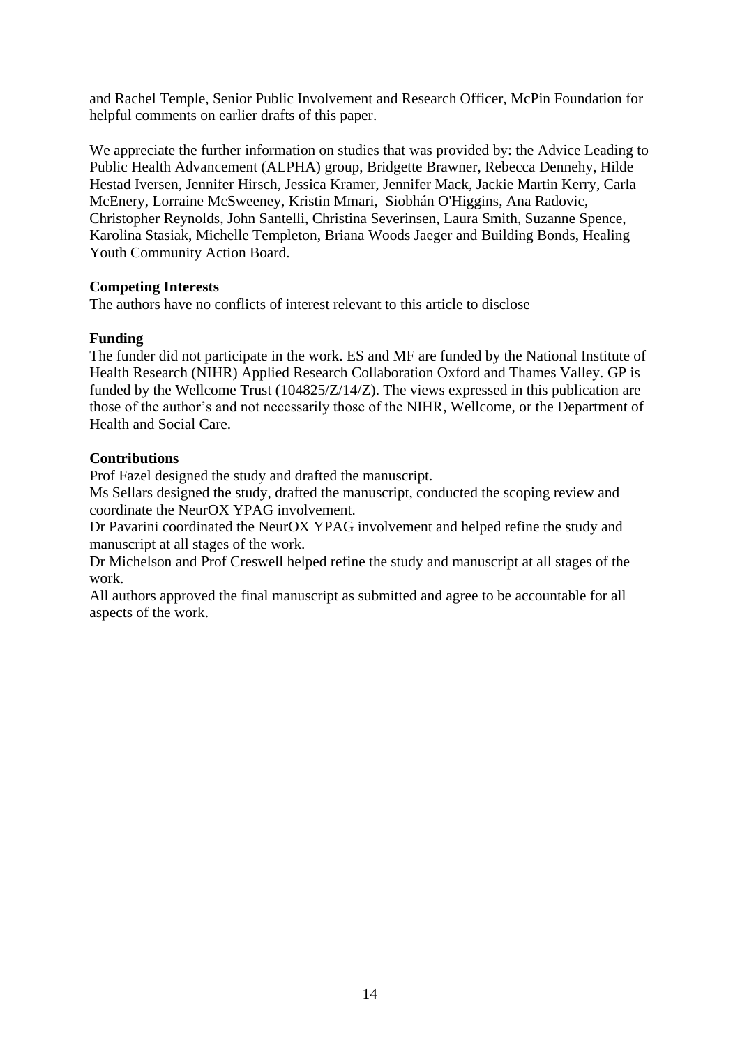and Rachel Temple, Senior Public Involvement and Research Officer, McPin Foundation for helpful comments on earlier drafts of this paper.

We appreciate the further information on studies that was provided by: the Advice Leading to Public Health Advancement (ALPHA) group, Bridgette Brawner, Rebecca Dennehy, Hilde Hestad Iversen, Jennifer Hirsch, Jessica Kramer, Jennifer Mack, Jackie Martin Kerry, Carla McEnery, Lorraine McSweeney, Kristin Mmari, Siobhán O'Higgins, Ana Radovic, Christopher Reynolds, John Santelli, Christina Severinsen, Laura Smith, Suzanne Spence, Karolina Stasiak, Michelle Templeton, Briana Woods Jaeger and Building Bonds, Healing Youth Community Action Board.

**Competing Interests**

The authors have no conflicts of interest relevant to this article to disclose

**Funding**

The funder did not participate in the work. ES and MF are funded by the National Institute of Health Research (NIHR) Applied Research Collaboration Oxford and Thames Valley. GP is funded by the Wellcome Trust (104825/Z/14/Z). The views expressed in this publication are those of the author's and not necessarily those of the NIHR, Wellcome, or the Department of Health and Social Care.

**Contributions**

Prof Fazel designed the study and drafted the manuscript.
Ms Sellars designed the study, drafted the manuscript, conducted the scoping review and coordinate the NeurOX YPAG involvement.
Dr Pavarini coordinated the NeurOX YPAG involvement and helped refine the study and manuscript at all stages of the work.
Dr Michelson and Prof Creswell helped refine the study and manuscript at all stages of the work.
All authors approved the final manuscript as submitted and agree to be accountable for all aspects of the work.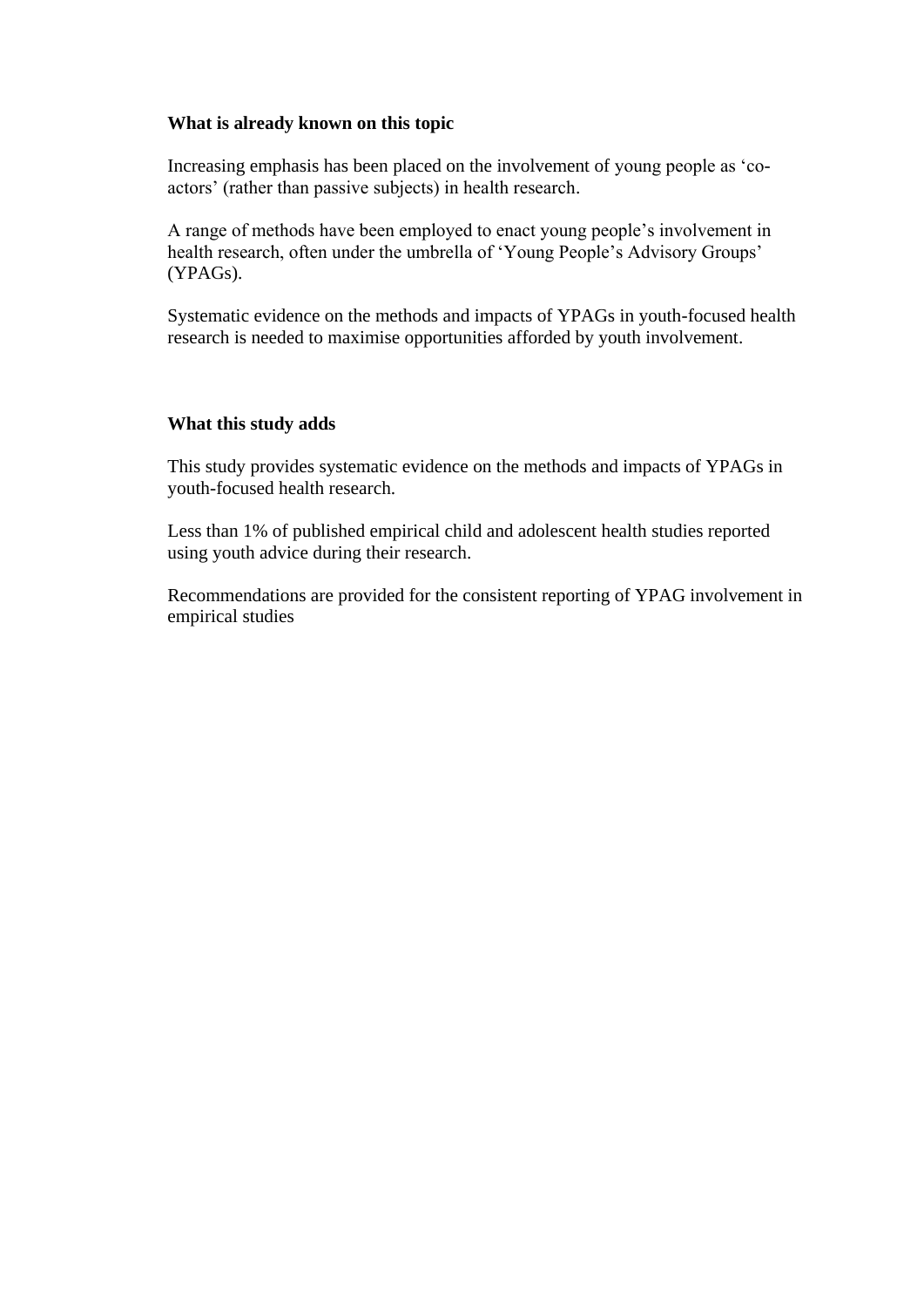**What is already known on this topic**

Increasing emphasis has been placed on the involvement of young people as 'co-actors' (rather than passive subjects) in health research.

A range of methods have been employed to enact young people's involvement in health research, often under the umbrella of 'Young People's Advisory Groups' (YPAGs).

Systematic evidence on the methods and impacts of YPAGs in youth-focused health research is needed to maximise opportunities afforded by youth involvement.

**What this study adds**

This study provides systematic evidence on the methods and impacts of YPAGs in youth-focused health research.

Less than 1% of published empirical child and adolescent health studies reported using youth advice during their research.

Recommendations are provided for the consistent reporting of YPAG involvement in empirical studies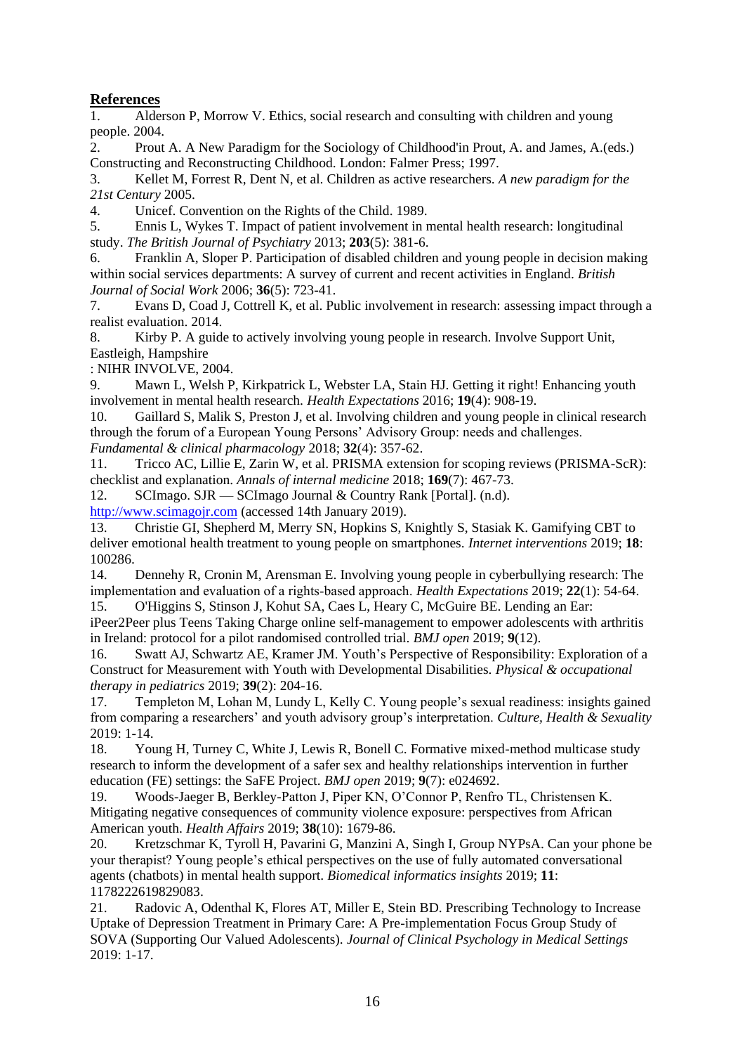**References**

1. Alderson P, Morrow V. Ethics, social research and consulting with children and young people. 2004.
2. Prout A. A New Paradigm for the Sociology of Childhood'in Prout, A. and James, A.(eds.) Constructing and Reconstructing Childhood. London: Falmer Press; 1997.
3. Kellet M, Forrest R, Dent N, et al. Children as active researchers. *A new paradigm for the 21st Century* 2005.
4. Unicef. Convention on the Rights of the Child. 1989.
5. Ennis L, Wykes T. Impact of patient involvement in mental health research: longitudinal study. *The British Journal of Psychiatry* 2013; **203**(5): 381-6.
6. Franklin A, Sloper P. Participation of disabled children and young people in decision making within social services departments: A survey of current and recent activities in England. *British Journal of Social Work* 2006; **36**(5): 723-41.
7. Evans D, Coad J, Cottrell K, et al. Public involvement in research: assessing impact through a realist evaluation. 2014.
8. Kirby P. A guide to actively involving young people in research. Involve Support Unit, Eastleigh, Hampshire
: NIHR INVOLVE, 2004.
9. Mawn L, Welsh P, Kirkpatrick L, Webster LA, Stain HJ. Getting it right! Enhancing youth involvement in mental health research. *Health Expectations* 2016; **19**(4): 908-19.
10. Gaillard S, Malik S, Preston J, et al. Involving children and young people in clinical research through the forum of a European Young Persons' Advisory Group: needs and challenges. *Fundamental & clinical pharmacology* 2018; **32**(4): 357-62.
11. Tricco AC, Lillie E, Zarin W, et al. PRISMA extension for scoping reviews (PRISMA-ScR): checklist and explanation. *Annals of internal medicine* 2018; **169**(7): 467-73.
12. SCImago. SJR — SCImago Journal & Country Rank [Portal]. (n.d). http://www.scimagojr.com (accessed 14th January 2019).
13. Christie GI, Shepherd M, Merry SN, Hopkins S, Knightly S, Stasiak K. Gamifying CBT to deliver emotional health treatment to young people on smartphones. *Internet interventions* 2019; **18**: 100286.
14. Dennehy R, Cronin M, Arensman E. Involving young people in cyberbullying research: The implementation and evaluation of a rights-based approach. *Health Expectations* 2019; **22**(1): 54-64.
15. O'Higgins S, Stinson J, Kohut SA, Caes L, Heary C, McGuire BE. Lending an Ear: iPeer2Peer plus Teens Taking Charge online self-management to empower adolescents with arthritis in Ireland: protocol for a pilot randomised controlled trial. *BMJ open* 2019; **9**(12).
16. Swatt AJ, Schwartz AE, Kramer JM. Youth's Perspective of Responsibility: Exploration of a Construct for Measurement with Youth with Developmental Disabilities. *Physical & occupational therapy in pediatrics* 2019; **39**(2): 204-16.
17. Templeton M, Lohan M, Lundy L, Kelly C. Young people's sexual readiness: insights gained from comparing a researchers' and youth advisory group's interpretation. *Culture, Health & Sexuality* 2019: 1-14.
18. Young H, Turney C, White J, Lewis R, Bonell C. Formative mixed-method multicase study research to inform the development of a safer sex and healthy relationships intervention in further education (FE) settings: the SaFE Project. *BMJ open* 2019; **9**(7): e024692.
19. Woods-Jaeger B, Berkley-Patton J, Piper KN, O'Connor P, Renfro TL, Christensen K. Mitigating negative consequences of community violence exposure: perspectives from African American youth. *Health Affairs* 2019; **38**(10): 1679-86.
20. Kretzschmar K, Tyroll H, Pavarini G, Manzini A, Singh I, Group NYPsA. Can your phone be your therapist? Young people's ethical perspectives on the use of fully automated conversational agents (chatbots) in mental health support. *Biomedical informatics insights* 2019; **11**: 1178222619829083.
21. Radovic A, Odenthal K, Flores AT, Miller E, Stein BD. Prescribing Technology to Increase Uptake of Depression Treatment in Primary Care: A Pre-implementation Focus Group Study of SOVA (Supporting Our Valued Adolescents). *Journal of Clinical Psychology in Medical Settings* 2019: 1-17.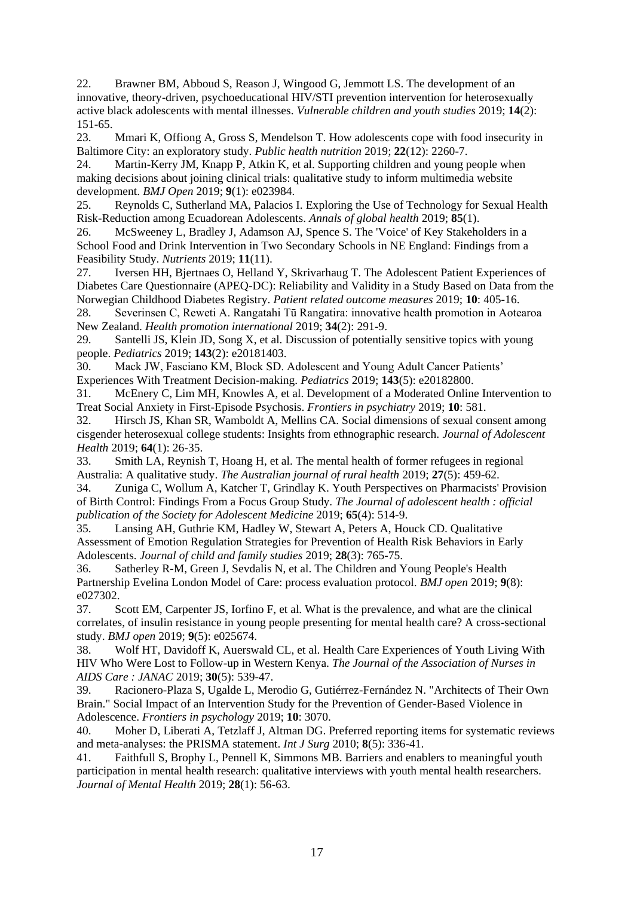22. Brawner BM, Abboud S, Reason J, Wingood G, Jemmott LS. The development of an innovative, theory-driven, psychoeducational HIV/STI prevention intervention for heterosexually active black adolescents with mental illnesses. *Vulnerable children and youth studies* 2019; **14**(2): 151-65.
23. Mmari K, Offiong A, Gross S, Mendelson T. How adolescents cope with food insecurity in Baltimore City: an exploratory study. *Public health nutrition* 2019; **22**(12): 2260-7.
24. Martin-Kerry JM, Knapp P, Atkin K, et al. Supporting children and young people when making decisions about joining clinical trials: qualitative study to inform multimedia website development. *BMJ Open* 2019; **9**(1): e023984.
25. Reynolds C, Sutherland MA, Palacios I. Exploring the Use of Technology for Sexual Health Risk-Reduction among Ecuadorean Adolescents. *Annals of global health* 2019; **85**(1).
26. McSweeney L, Bradley J, Adamson AJ, Spence S. The 'Voice' of Key Stakeholders in a School Food and Drink Intervention in Two Secondary Schools in NE England: Findings from a Feasibility Study. *Nutrients* 2019; **11**(11).
27. Iversen HH, Bjertnaes O, Helland Y, Skrivarhaug T. The Adolescent Patient Experiences of Diabetes Care Questionnaire (APEQ-DC): Reliability and Validity in a Study Based on Data from the Norwegian Childhood Diabetes Registry. *Patient related outcome measures* 2019; **10**: 405-16.
28. Severinsen C, Reweti A. Rangatahi Tū Rangatira: innovative health promotion in Aotearoa New Zealand. *Health promotion international* 2019; **34**(2): 291-9.
29. Santelli JS, Klein JD, Song X, et al. Discussion of potentially sensitive topics with young people. *Pediatrics* 2019; **143**(2): e20181403.
30. Mack JW, Fasciano KM, Block SD. Adolescent and Young Adult Cancer Patients' Experiences With Treatment Decision-making. *Pediatrics* 2019; **143**(5): e20182800.
31. McEnery C, Lim MH, Knowles A, et al. Development of a Moderated Online Intervention to Treat Social Anxiety in First-Episode Psychosis. *Frontiers in psychiatry* 2019; **10**: 581.
32. Hirsch JS, Khan SR, Wamboldt A, Mellins CA. Social dimensions of sexual consent among cisgender heterosexual college students: Insights from ethnographic research. *Journal of Adolescent Health* 2019; **64**(1): 26-35.
33. Smith LA, Reynish T, Hoang H, et al. The mental health of former refugees in regional Australia: A qualitative study. *The Australian journal of rural health* 2019; **27**(5): 459-62.
34. Zuniga C, Wollum A, Katcher T, Grindlay K. Youth Perspectives on Pharmacists' Provision of Birth Control: Findings From a Focus Group Study. *The Journal of adolescent health : official publication of the Society for Adolescent Medicine* 2019; **65**(4): 514-9.
35. Lansing AH, Guthrie KM, Hadley W, Stewart A, Peters A, Houck CD. Qualitative Assessment of Emotion Regulation Strategies for Prevention of Health Risk Behaviors in Early Adolescents. *Journal of child and family studies* 2019; **28**(3): 765-75.
36. Satherley R-M, Green J, Sevdalis N, et al. The Children and Young People's Health Partnership Evelina London Model of Care: process evaluation protocol. *BMJ open* 2019; **9**(8): e027302.
37. Scott EM, Carpenter JS, Iorfino F, et al. What is the prevalence, and what are the clinical correlates, of insulin resistance in young people presenting for mental health care? A cross-sectional study. *BMJ open* 2019; **9**(5): e025674.
38. Wolf HT, Davidoff K, Auerswald CL, et al. Health Care Experiences of Youth Living With HIV Who Were Lost to Follow-up in Western Kenya. *The Journal of the Association of Nurses in AIDS Care : JANAC* 2019; **30**(5): 539-47.
39. Racionero-Plaza S, Ugalde L, Merodio G, Gutiérrez-Fernández N. "Architects of Their Own Brain." Social Impact of an Intervention Study for the Prevention of Gender-Based Violence in Adolescence. *Frontiers in psychology* 2019; **10**: 3070.
40. Moher D, Liberati A, Tetzlaff J, Altman DG. Preferred reporting items for systematic reviews and meta-analyses: the PRISMA statement. *Int J Surg* 2010; **8**(5): 336-41.
41. Faithfull S, Brophy L, Pennell K, Simmons MB. Barriers and enablers to meaningful youth participation in mental health research: qualitative interviews with youth mental health researchers. *Journal of Mental Health* 2019; **28**(1): 56-63.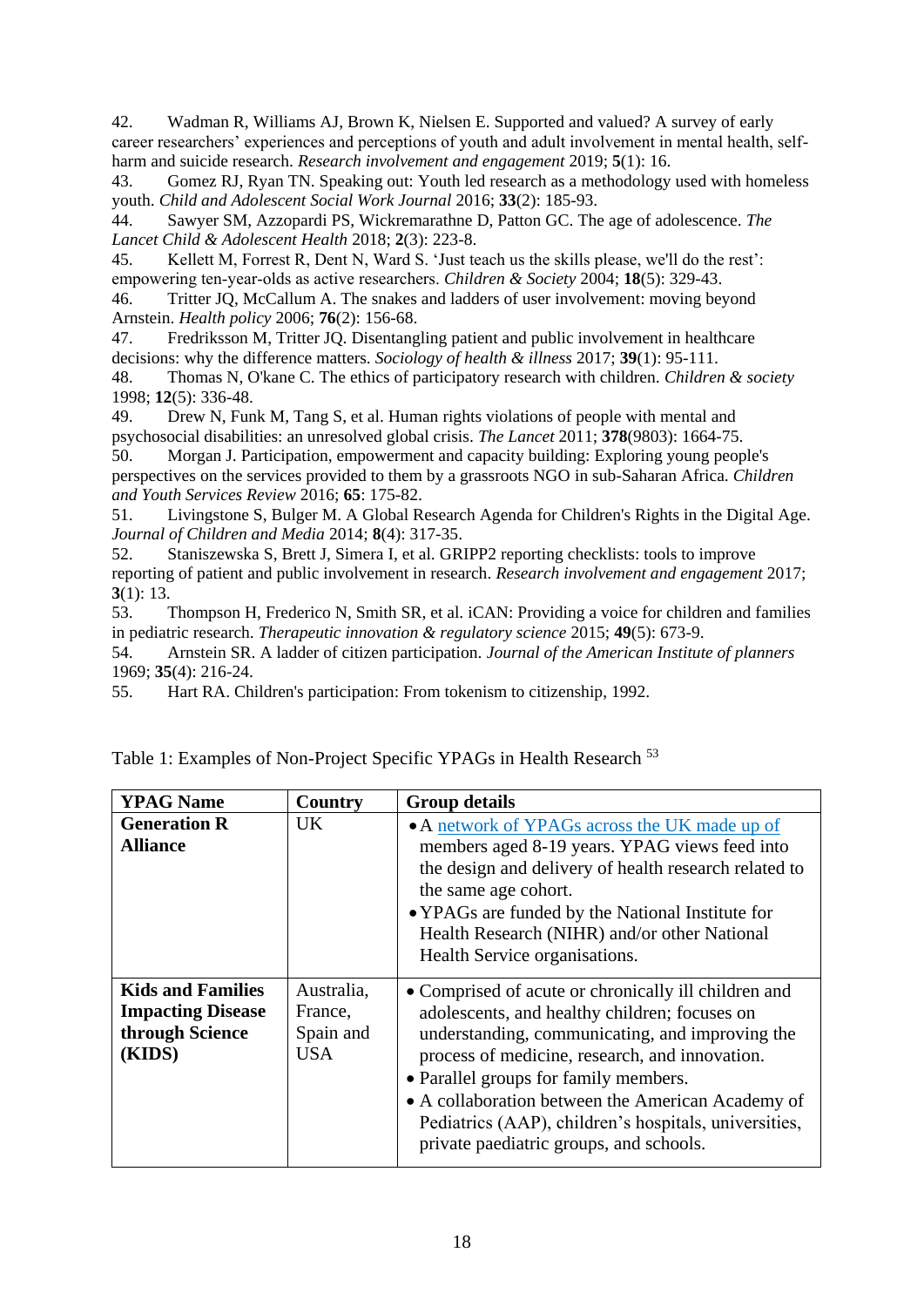42. Wadman R, Williams AJ, Brown K, Nielsen E. Supported and valued? A survey of early career researchers' experiences and perceptions of youth and adult involvement in mental health, self-harm and suicide research. *Research involvement and engagement* 2019; **5**(1): 16.

43. Gomez RJ, Ryan TN. Speaking out: Youth led research as a methodology used with homeless youth. *Child and Adolescent Social Work Journal* 2016; **33**(2): 185-93.

44. Sawyer SM, Azzopardi PS, Wickremarathne D, Patton GC. The age of adolescence. *The Lancet Child & Adolescent Health* 2018; **2**(3): 223-8.

45. Kellett M, Forrest R, Dent N, Ward S. 'Just teach us the skills please, we'll do the rest': empowering ten-year-olds as active researchers. *Children & Society* 2004; **18**(5): 329-43.

46. Tritter JQ, McCallum A. The snakes and ladders of user involvement: moving beyond Arnstein. *Health policy* 2006; **76**(2): 156-68.

47. Fredriksson M, Tritter JQ. Disentangling patient and public involvement in healthcare decisions: why the difference matters. *Sociology of health & illness* 2017; **39**(1): 95-111.

48. Thomas N, O'kane C. The ethics of participatory research with children. *Children & society* 1998; **12**(5): 336-48.

49. Drew N, Funk M, Tang S, et al. Human rights violations of people with mental and psychosocial disabilities: an unresolved global crisis. *The Lancet* 2011; **378**(9803): 1664-75.

50. Morgan J. Participation, empowerment and capacity building: Exploring young people's perspectives on the services provided to them by a grassroots NGO in sub-Saharan Africa. *Children and Youth Services Review* 2016; **65**: 175-82.

51. Livingstone S, Bulger M. A Global Research Agenda for Children's Rights in the Digital Age. *Journal of Children and Media* 2014; **8**(4): 317-35.

52. Staniszewska S, Brett J, Simera I, et al. GRIPP2 reporting checklists: tools to improve reporting of patient and public involvement in research. *Research involvement and engagement* 2017; **3**(1): 13.

53. Thompson H, Frederico N, Smith SR, et al. iCAN: Providing a voice for children and families in pediatric research. *Therapeutic innovation & regulatory science* 2015; **49**(5): 673-9.

54. Arnstein SR. A ladder of citizen participation. *Journal of the American Institute of planners* 1969; **35**(4): 216-24.

55. Hart RA. Children's participation: From tokenism to citizenship, 1992.

Table 1: Examples of Non-Project Specific YPAGs in Health Research [53]

| YPAG Name | Country | Group details |
|---|---|---|
| **Generation R Alliance** | UK | • A network of YPAGs across the UK made up of members aged 8-19 years. YPAG views feed into the design and delivery of health research related to the same age cohort.<br>• YPAGs are funded by the National Institute for Health Research (NIHR) and/or other National Health Service organisations. |
| **Kids and Families Impacting Disease through Science (KIDS)** | Australia, France, Spain and USA | • Comprised of acute or chronically ill children and adolescents, and healthy children; focuses on understanding, communicating, and improving the process of medicine, research, and innovation.<br>• Parallel groups for family members.<br>• A collaboration between the American Academy of Pediatrics (AAP), children's hospitals, universities, private paediatric groups, and schools. |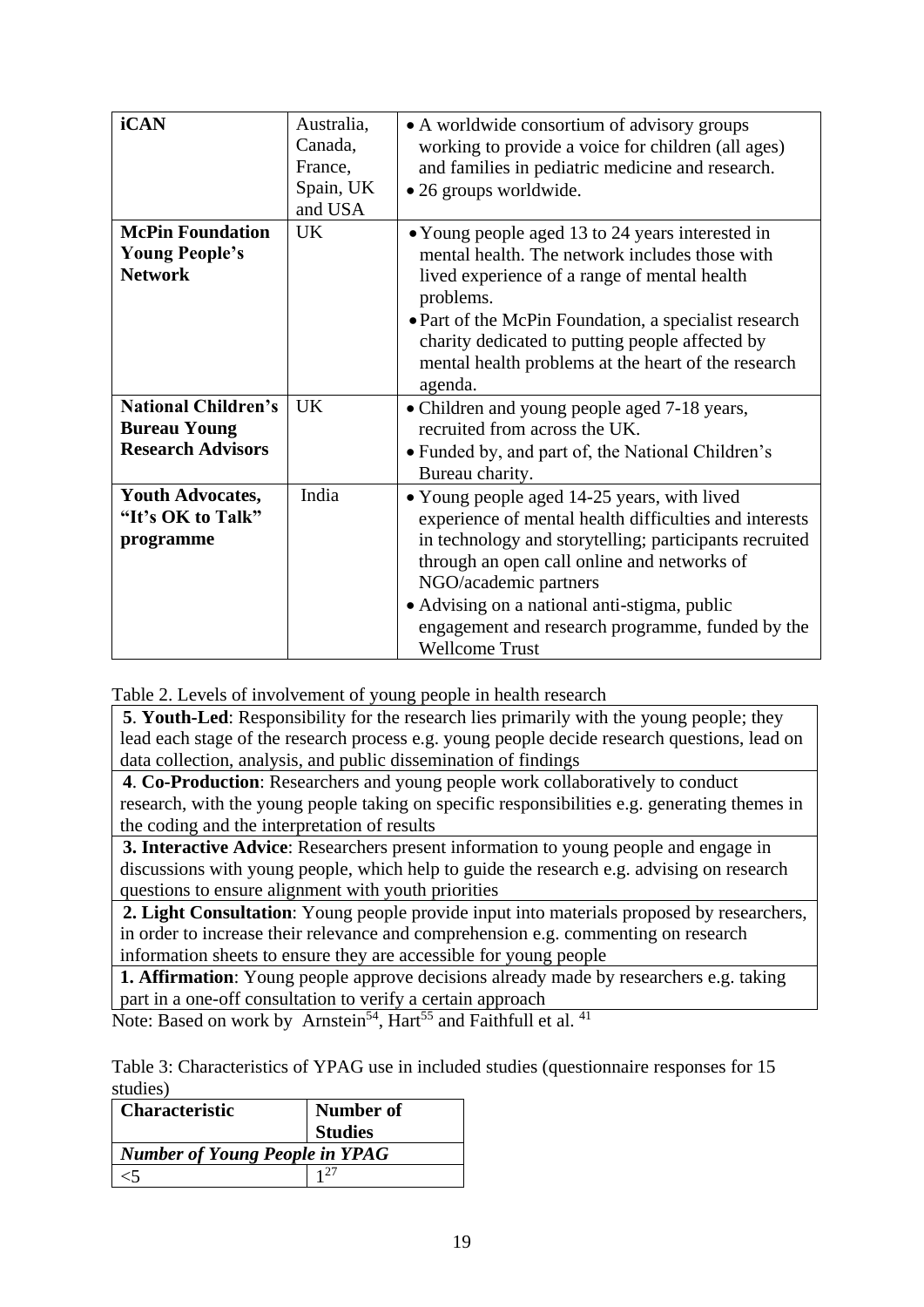| **iCAN** | Australia, Canada, France, Spain, UK and USA | • A worldwide consortium of advisory groups working to provide a voice for children (all ages) and families in pediatric medicine and research.<br>• 26 groups worldwide. |
|---|---|---|
| **McPin Foundation Young People's Network** | UK | • Young people aged 13 to 24 years interested in mental health. The network includes those with lived experience of a range of mental health problems.<br>• Part of the McPin Foundation, a specialist research charity dedicated to putting people affected by mental health problems at the heart of the research agenda. |
| **National Children's Bureau Young Research Advisors** | UK | • Children and young people aged 7-18 years, recruited from across the UK.<br>• Funded by, and part of, the National Children's Bureau charity. |
| **Youth Advocates, "It's OK to Talk" programme** | India | • Young people aged 14-25 years, with lived experience of mental health difficulties and interests in technology and storytelling; participants recruited through an open call online and networks of NGO/academic partners<br>• Advising on a national anti-stigma, public engagement and research programme, funded by the Wellcome Trust |

Table 2. Levels of involvement of young people in health research

| |
|---|
| **5**. **Youth-Led**: Responsibility for the research lies primarily with the young people; they lead each stage of the research process e.g. young people decide research questions, lead on data collection, analysis, and public dissemination of findings |
| **4**. **Co-Production**: Researchers and young people work collaboratively to conduct research, with the young people taking on specific responsibilities e.g. generating themes in the coding and the interpretation of results |
| **3. Interactive Advice**: Researchers present information to young people and engage in discussions with young people, which help to guide the research e.g. advising on research questions to ensure alignment with youth priorities |
| **2. Light Consultation**: Young people provide input into materials proposed by researchers, in order to increase their relevance and comprehension e.g. commenting on research information sheets to ensure they are accessible for young people |
| **1. Affirmation**: Young people approve decisions already made by researchers e.g. taking part in a one-off consultation to verify a certain approach |

Note: Based on work by Arnstein[54], Hart[55] and Faithfull et al. [41]

Table 3: Characteristics of YPAG use in included studies (questionnaire responses for 15 studies)

| **Characteristic** | **Number of Studies** |
|---|---|
| ***Number of Young People in YPAG*** | |
| <5 | 1[27] |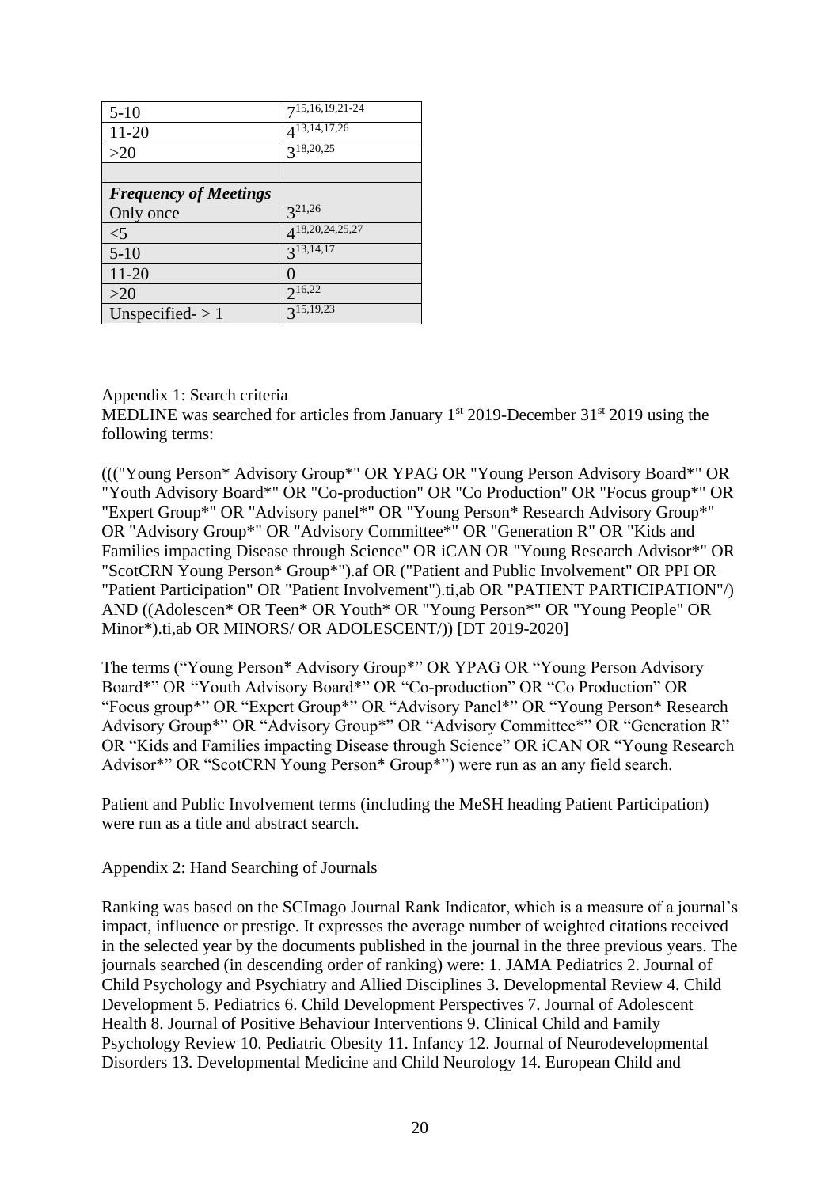| | |
|---|---|
| 5-10 | 7[15,16,19,21-24] |
| 11-20 | 4[13,14,17,26] |
| >20 | 3[18,20,25] |
| | |
| ***Frequency of Meetings*** | |
| Only once | 3[21,26] |
| <5 | 4[18,20,24,25,27] |
| 5-10 | 3[13,14,17] |
| 11-20 | 0 |
| >20 | 2[16,22] |
| Unspecified- > 1 | 3[15,19,23] |

Appendix 1: Search criteria

MEDLINE was searched for articles from January 1st 2019-December 31st 2019 using the following terms:

((("Young Person* Advisory Group*" OR YPAG OR "Young Person Advisory Board*" OR "Youth Advisory Board*" OR "Co-production" OR "Co Production" OR "Focus group*" OR "Expert Group*" OR "Advisory panel*" OR "Young Person* Research Advisory Group*" OR "Advisory Group*" OR "Advisory Committee*" OR "Generation R" OR "Kids and Families impacting Disease through Science" OR iCAN OR "Young Research Advisor*" OR "ScotCRN Young Person* Group*").af OR ("Patient and Public Involvement" OR PPI OR "Patient Participation" OR "Patient Involvement").ti,ab OR "PATIENT PARTICIPATION"/) AND ((Adolescen* OR Teen* OR Youth* OR "Young Person*" OR "Young People" OR Minor*).ti,ab OR MINORS/ OR ADOLESCENT/)) [DT 2019-2020]

The terms ("Young Person* Advisory Group*" OR YPAG OR "Young Person Advisory Board*" OR "Youth Advisory Board*" OR "Co-production" OR "Co Production" OR "Focus group*" OR "Expert Group*" OR "Advisory Panel*" OR "Young Person* Research Advisory Group*" OR "Advisory Group*" OR "Advisory Committee*" OR "Generation R" OR "Kids and Families impacting Disease through Science" OR iCAN OR "Young Research Advisor*" OR "ScotCRN Young Person* Group*") were run as an any field search.

Patient and Public Involvement terms (including the MeSH heading Patient Participation) were run as a title and abstract search.

Appendix 2: Hand Searching of Journals

Ranking was based on the SCImago Journal Rank Indicator, which is a measure of a journal's impact, influence or prestige. It expresses the average number of weighted citations received in the selected year by the documents published in the journal in the three previous years. The journals searched (in descending order of ranking) were: 1. JAMA Pediatrics 2. Journal of Child Psychology and Psychiatry and Allied Disciplines 3. Developmental Review 4. Child Development 5. Pediatrics 6. Child Development Perspectives 7. Journal of Adolescent Health 8. Journal of Positive Behaviour Interventions 9. Clinical Child and Family Psychology Review 10. Pediatric Obesity 11. Infancy 12. Journal of Neurodevelopmental Disorders 13. Developmental Medicine and Child Neurology 14. European Child and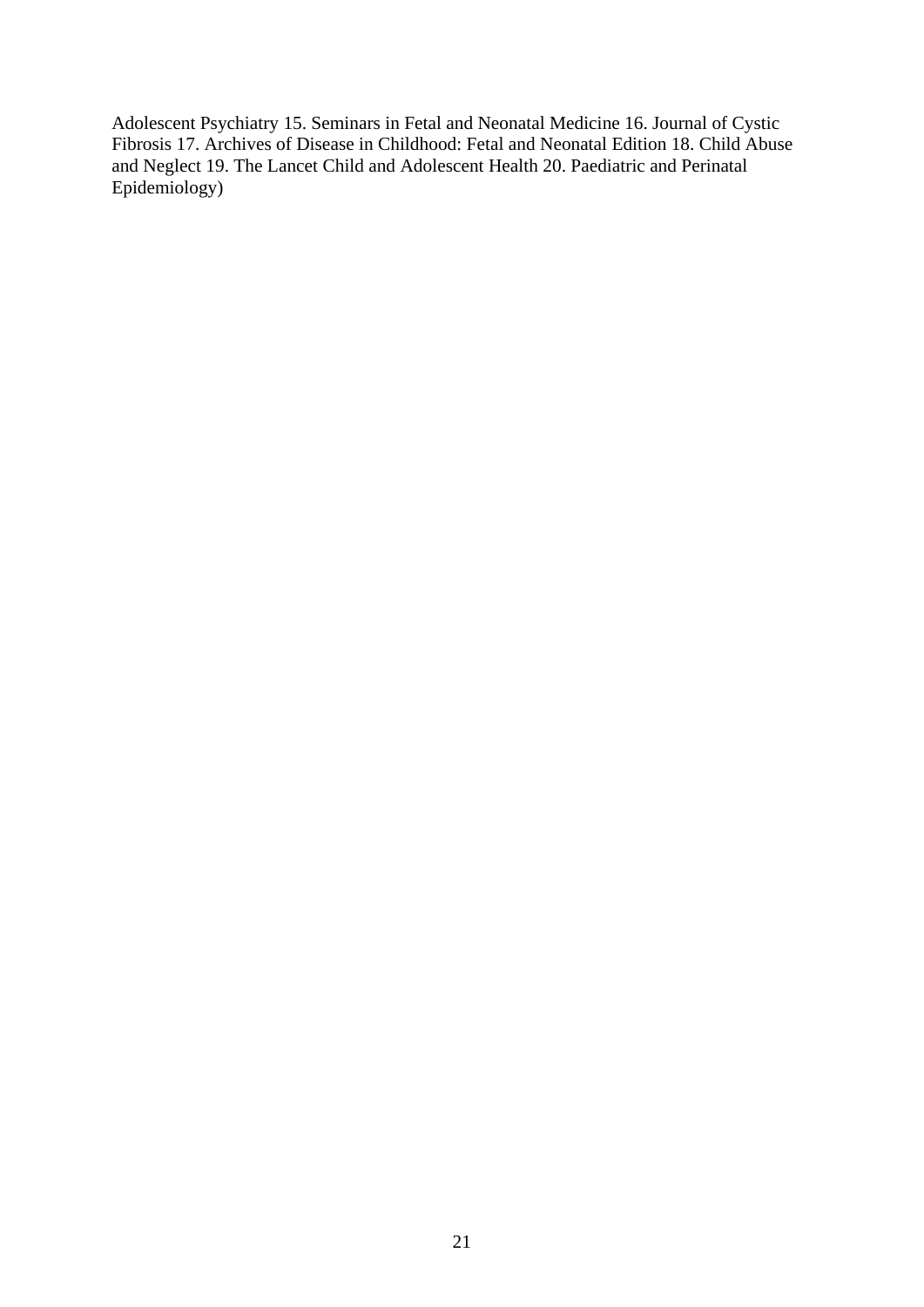Adolescent Psychiatry 15. Seminars in Fetal and Neonatal Medicine 16. Journal of Cystic Fibrosis 17. Archives of Disease in Childhood: Fetal and Neonatal Edition 18. Child Abuse and Neglect 19. The Lancet Child and Adolescent Health 20. Paediatric and Perinatal Epidemiology)